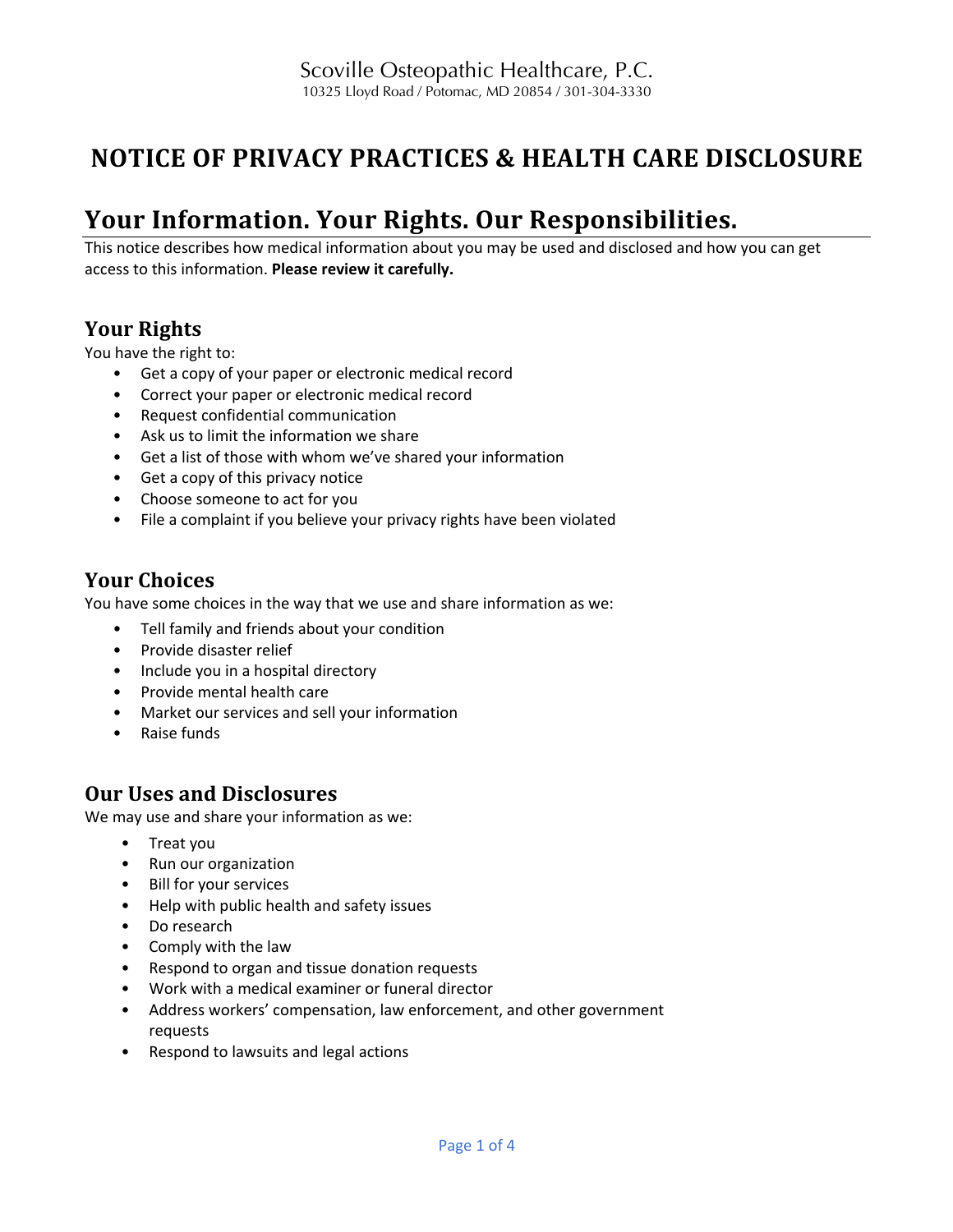Scoville Osteopathic Healthcare, P.C.
10325 Lloyd Road / Potomac, MD 20854 / 301-304-3330

# NOTICE OF PRIVACY PRACTICES & HEALTH CARE DISCLOSURE

## Your Information. Your Rights. Our Responsibilities.

This notice describes how medical information about you may be used and disclosed and how you can get access to this information. **Please review it carefully.**

### Your Rights

You have the right to:

- Get a copy of your paper or electronic medical record
- Correct your paper or electronic medical record
- Request confidential communication
- Ask us to limit the information we share
- Get a list of those with whom we've shared your information
- Get a copy of this privacy notice
- Choose someone to act for you
- File a complaint if you believe your privacy rights have been violated

### Your Choices

You have some choices in the way that we use and share information as we:

- Tell family and friends about your condition
- Provide disaster relief
- Include you in a hospital directory
- Provide mental health care
- Market our services and sell your information
- Raise funds

### Our Uses and Disclosures

We may use and share your information as we:

- Treat you
- Run our organization
- Bill for your services
- Help with public health and safety issues
- Do research
- Comply with the law
- Respond to organ and tissue donation requests
- Work with a medical examiner or funeral director
- Address workers' compensation, law enforcement, and other government requests
- Respond to lawsuits and legal actions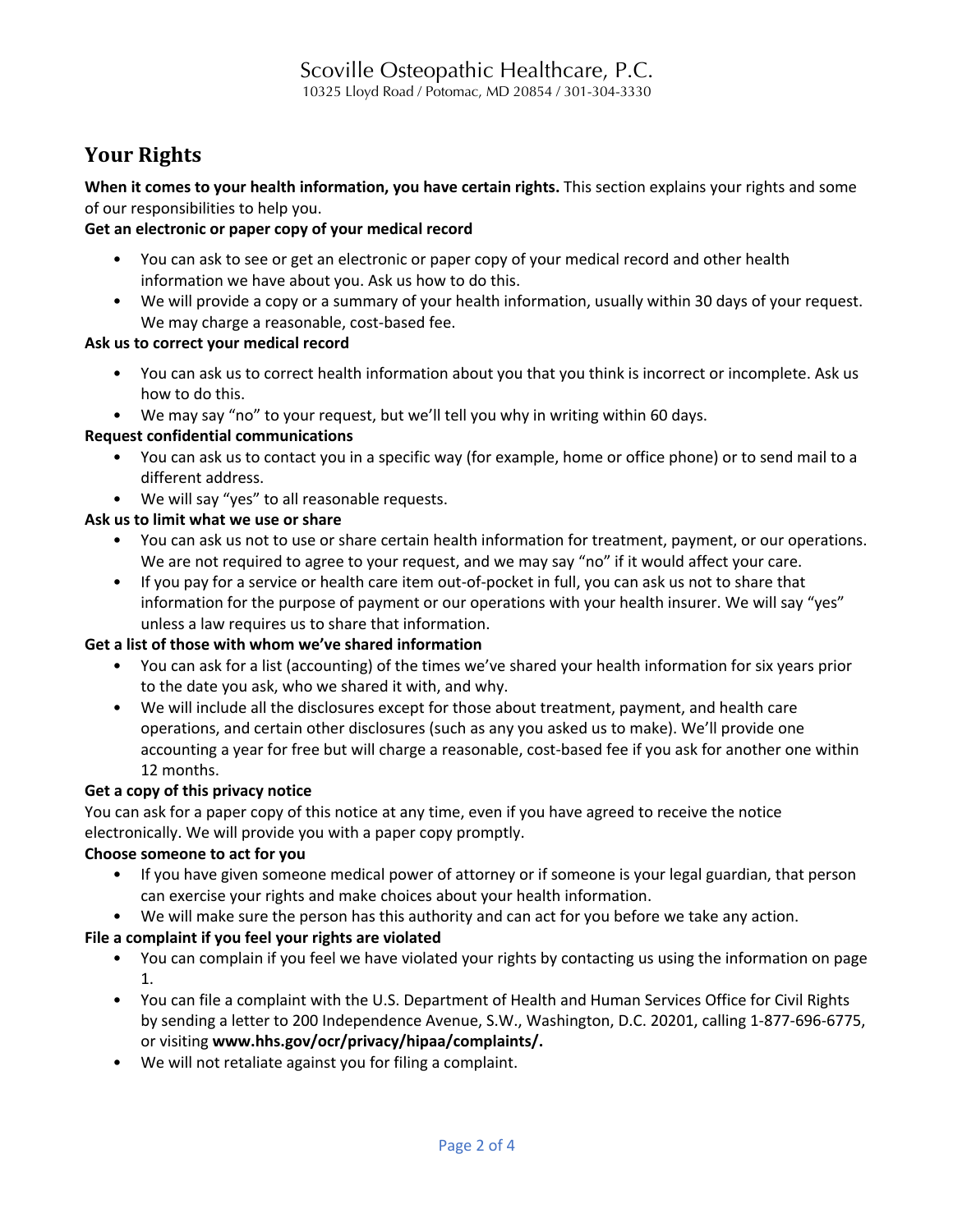## Your Rights

**When it comes to your health information, you have certain rights.** This section explains your rights and some of our responsibilities to help you.

**Get an electronic or paper copy of your medical record**

- You can ask to see or get an electronic or paper copy of your medical record and other health information we have about you. Ask us how to do this.
- We will provide a copy or a summary of your health information, usually within 30 days of your request. We may charge a reasonable, cost-based fee.

**Ask us to correct your medical record**

- You can ask us to correct health information about you that you think is incorrect or incomplete. Ask us how to do this.
- We may say "no" to your request, but we'll tell you why in writing within 60 days.

**Request confidential communications**

- You can ask us to contact you in a specific way (for example, home or office phone) or to send mail to a different address.
- We will say "yes" to all reasonable requests.

**Ask us to limit what we use or share**

- You can ask us not to use or share certain health information for treatment, payment, or our operations. We are not required to agree to your request, and we may say "no" if it would affect your care.
- If you pay for a service or health care item out-of-pocket in full, you can ask us not to share that information for the purpose of payment or our operations with your health insurer. We will say "yes" unless a law requires us to share that information.

**Get a list of those with whom we've shared information**

- You can ask for a list (accounting) of the times we've shared your health information for six years prior to the date you ask, who we shared it with, and why.
- We will include all the disclosures except for those about treatment, payment, and health care operations, and certain other disclosures (such as any you asked us to make). We'll provide one accounting a year for free but will charge a reasonable, cost-based fee if you ask for another one within 12 months.

**Get a copy of this privacy notice**

You can ask for a paper copy of this notice at any time, even if you have agreed to receive the notice electronically. We will provide you with a paper copy promptly.

**Choose someone to act for you**

- If you have given someone medical power of attorney or if someone is your legal guardian, that person can exercise your rights and make choices about your health information.
- We will make sure the person has this authority and can act for you before we take any action.

**File a complaint if you feel your rights are violated**

- You can complain if you feel we have violated your rights by contacting us using the information on page 1.
- You can file a complaint with the U.S. Department of Health and Human Services Office for Civil Rights by sending a letter to 200 Independence Avenue, S.W., Washington, D.C. 20201, calling 1-877-696-6775, or visiting **www.hhs.gov/ocr/privacy/hipaa/complaints/.**
- We will not retaliate against you for filing a complaint.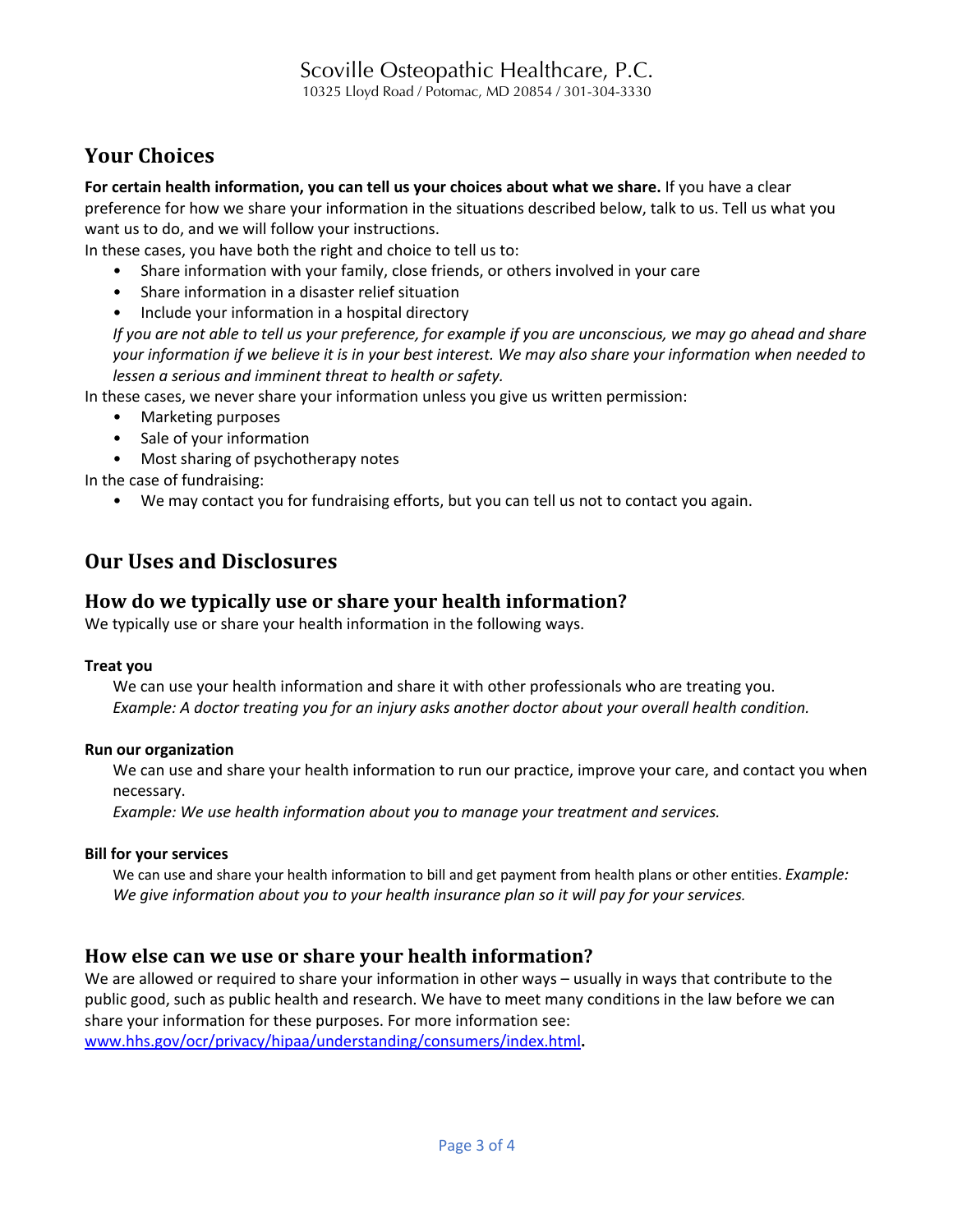## Your Choices

**For certain health information, you can tell us your choices about what we share.** If you have a clear preference for how we share your information in the situations described below, talk to us. Tell us what you want us to do, and we will follow your instructions.

In these cases, you have both the right and choice to tell us to:

- Share information with your family, close friends, or others involved in your care
- Share information in a disaster relief situation
- Include your information in a hospital directory

*If you are not able to tell us your preference, for example if you are unconscious, we may go ahead and share your information if we believe it is in your best interest. We may also share your information when needed to lessen a serious and imminent threat to health or safety.*

In these cases, we never share your information unless you give us written permission:

- Marketing purposes
- Sale of your information
- Most sharing of psychotherapy notes

In the case of fundraising:

- We may contact you for fundraising efforts, but you can tell us not to contact you again.

## Our Uses and Disclosures

### How do we typically use or share your health information?

We typically use or share your health information in the following ways.

**Treat you**

We can use your health information and share it with other professionals who are treating you.
*Example: A doctor treating you for an injury asks another doctor about your overall health condition.*

**Run our organization**

We can use and share your health information to run our practice, improve your care, and contact you when necessary.
*Example: We use health information about you to manage your treatment and services.*

**Bill for your services**

We can use and share your health information to bill and get payment from health plans or other entities. *Example: We give information about you to your health insurance plan so it will pay for your services.*

### How else can we use or share your health information?

We are allowed or required to share your information in other ways – usually in ways that contribute to the public good, such as public health and research. We have to meet many conditions in the law before we can share your information for these purposes. For more information see: [www.hhs.gov/ocr/privacy/hipaa/understanding/consumers/index.html](http://www.hhs.gov/ocr/privacy/hipaa/understanding/consumers/index.html)**.**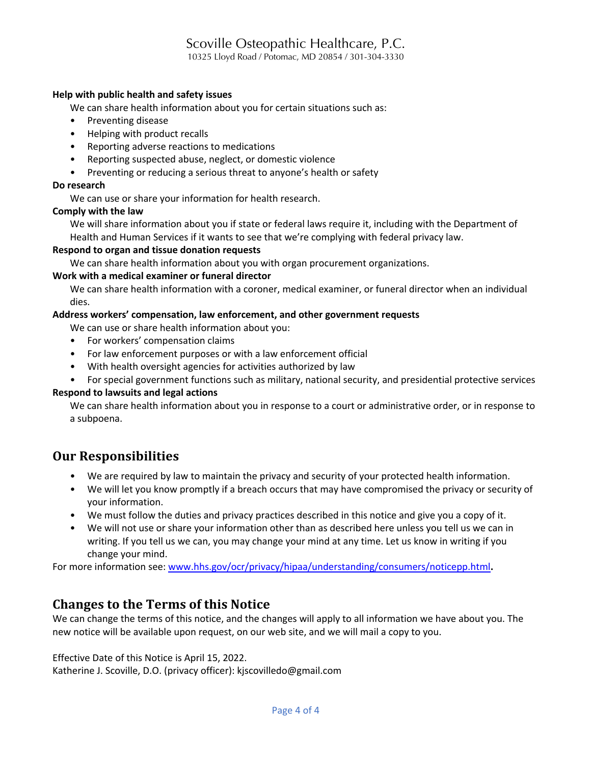**Help with public health and safety issues**

We can share health information about you for certain situations such as:

- Preventing disease
- Helping with product recalls
- Reporting adverse reactions to medications
- Reporting suspected abuse, neglect, or domestic violence
- Preventing or reducing a serious threat to anyone's health or safety

**Do research**

We can use or share your information for health research.

**Comply with the law**

We will share information about you if state or federal laws require it, including with the Department of Health and Human Services if it wants to see that we're complying with federal privacy law.

**Respond to organ and tissue donation requests**

We can share health information about you with organ procurement organizations.

**Work with a medical examiner or funeral director**

We can share health information with a coroner, medical examiner, or funeral director when an individual dies.

**Address workers' compensation, law enforcement, and other government requests**

We can use or share health information about you:

- For workers' compensation claims
- For law enforcement purposes or with a law enforcement official
- With health oversight agencies for activities authorized by law
- For special government functions such as military, national security, and presidential protective services

**Respond to lawsuits and legal actions**

We can share health information about you in response to a court or administrative order, or in response to a subpoena.

## Our Responsibilities

- We are required by law to maintain the privacy and security of your protected health information.
- We will let you know promptly if a breach occurs that may have compromised the privacy or security of your information.
- We must follow the duties and privacy practices described in this notice and give you a copy of it.
- We will not use or share your information other than as described here unless you tell us we can in writing. If you tell us we can, you may change your mind at any time. Let us know in writing if you change your mind.

For more information see: www.hhs.gov/ocr/privacy/hipaa/understanding/consumers/noticepp.html**.**

## Changes to the Terms of this Notice

We can change the terms of this notice, and the changes will apply to all information we have about you. The new notice will be available upon request, on our web site, and we will mail a copy to you.

Effective Date of this Notice is April 15, 2022.
Katherine J. Scoville, D.O. (privacy officer): kjscovilledo@gmail.com